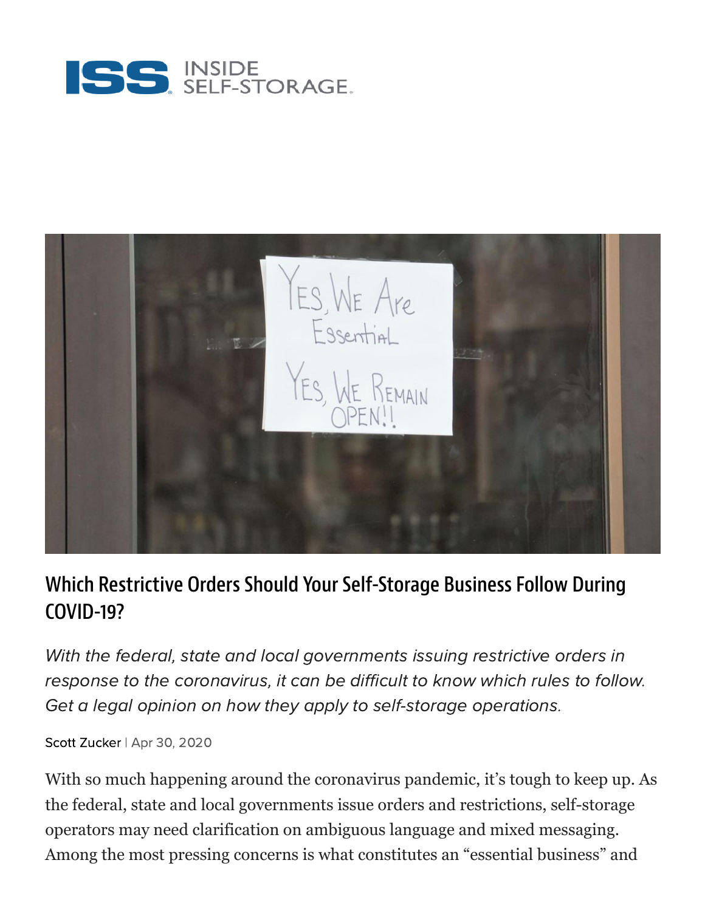# Which Restrictive Orders Should Your Self-Storage Business Follow During COVID-19?

*With the federal, state and local governments issuing restrictive orders in response to the coronavirus, it can be difficult to know which rules to follow. Get a legal opinion on how they apply to self-storage operations.*

Scott Zucker | Apr 30, 2020

With so much happening around the coronavirus pandemic, it's tough to keep up. As the federal, state and local governments issue orders and restrictions, self-storage operators may need clarification on ambiguous language and mixed messaging. Among the most pressing concerns is what constitutes an "essential business" and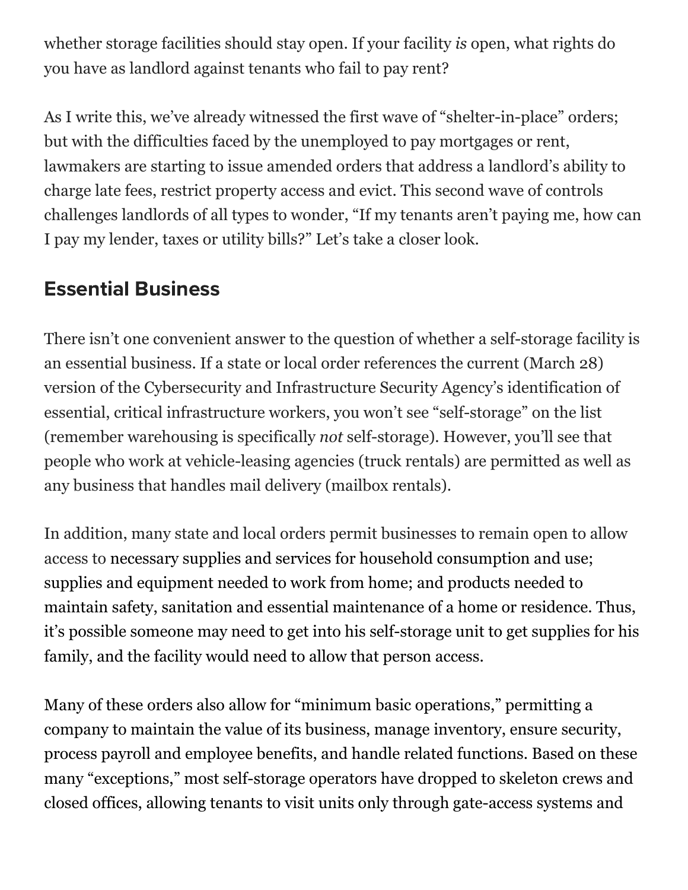whether storage facilities should stay open. If your facility *is* open, what rights do you have as landlord against tenants who fail to pay rent?

As I write this, we've already witnessed the first wave of "shelter-in-place" orders; but with the difficulties faced by the unemployed to pay mortgages or rent, lawmakers are starting to issue amended orders that address a landlord's ability to charge late fees, restrict property access and evict. This second wave of controls challenges landlords of all types to wonder, "If my tenants aren't paying me, how can I pay my lender, taxes or utility bills?" Let's take a closer look.

## Essential Business

There isn't one convenient answer to the question of whether a self-storage facility is an essential business. If a state or local order references the current (March 28) version of the Cybersecurity and Infrastructure Security Agency's identification of essential, critical infrastructure workers, you won't see "self-storage" on the list (remember warehousing is specifically *not* self-storage). However, you'll see that people who work at vehicle-leasing agencies (truck rentals) are permitted as well as any business that handles mail delivery (mailbox rentals).

In addition, many state and local orders permit businesses to remain open to allow access to necessary supplies and services for household consumption and use; supplies and equipment needed to work from home; and products needed to maintain safety, sanitation and essential maintenance of a home or residence. Thus, it's possible someone may need to get into his self-storage unit to get supplies for his family, and the facility would need to allow that person access.

Many of these orders also allow for "minimum basic operations," permitting a company to maintain the value of its business, manage inventory, ensure security, process payroll and employee benefits, and handle related functions. Based on these many "exceptions," most self-storage operators have dropped to skeleton crews and closed offices, allowing tenants to visit units only through gate-access systems and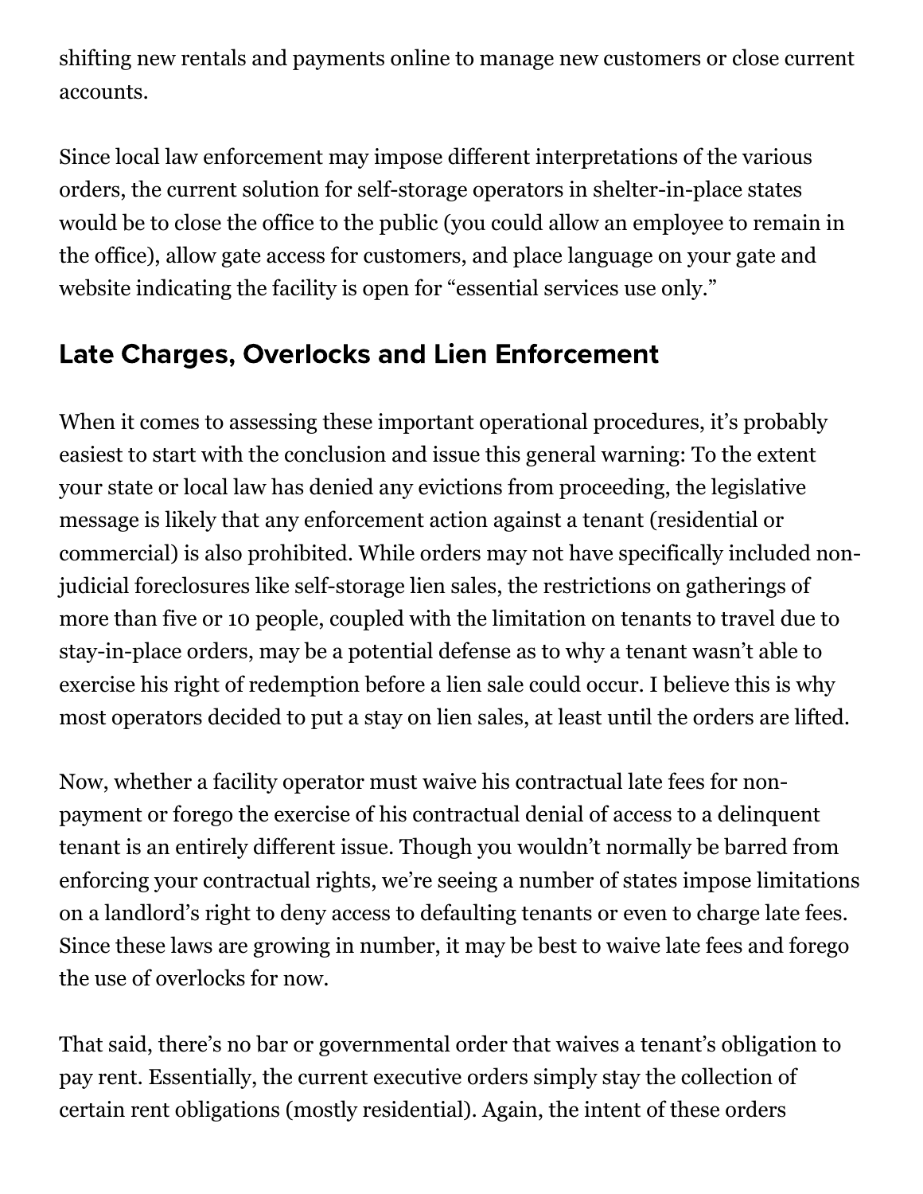shifting new rentals and payments online to manage new customers or close current accounts.

Since local law enforcement may impose different interpretations of the various orders, the current solution for self-storage operators in shelter-in-place states would be to close the office to the public (you could allow an employee to remain in the office), allow gate access for customers, and place language on your gate and website indicating the facility is open for "essential services use only."

## Late Charges, Overlocks and Lien Enforcement

When it comes to assessing these important operational procedures, it's probably easiest to start with the conclusion and issue this general warning: To the extent your state or local law has denied any evictions from proceeding, the legislative message is likely that any enforcement action against a tenant (residential or commercial) is also prohibited. While orders may not have specifically included non-judicial foreclosures like self-storage lien sales, the restrictions on gatherings of more than five or 10 people, coupled with the limitation on tenants to travel due to stay-in-place orders, may be a potential defense as to why a tenant wasn't able to exercise his right of redemption before a lien sale could occur. I believe this is why most operators decided to put a stay on lien sales, at least until the orders are lifted.

Now, whether a facility operator must waive his contractual late fees for non-payment or forego the exercise of his contractual denial of access to a delinquent tenant is an entirely different issue. Though you wouldn't normally be barred from enforcing your contractual rights, we're seeing a number of states impose limitations on a landlord's right to deny access to defaulting tenants or even to charge late fees. Since these laws are growing in number, it may be best to waive late fees and forego the use of overlocks for now.

That said, there's no bar or governmental order that waives a tenant's obligation to pay rent. Essentially, the current executive orders simply stay the collection of certain rent obligations (mostly residential). Again, the intent of these orders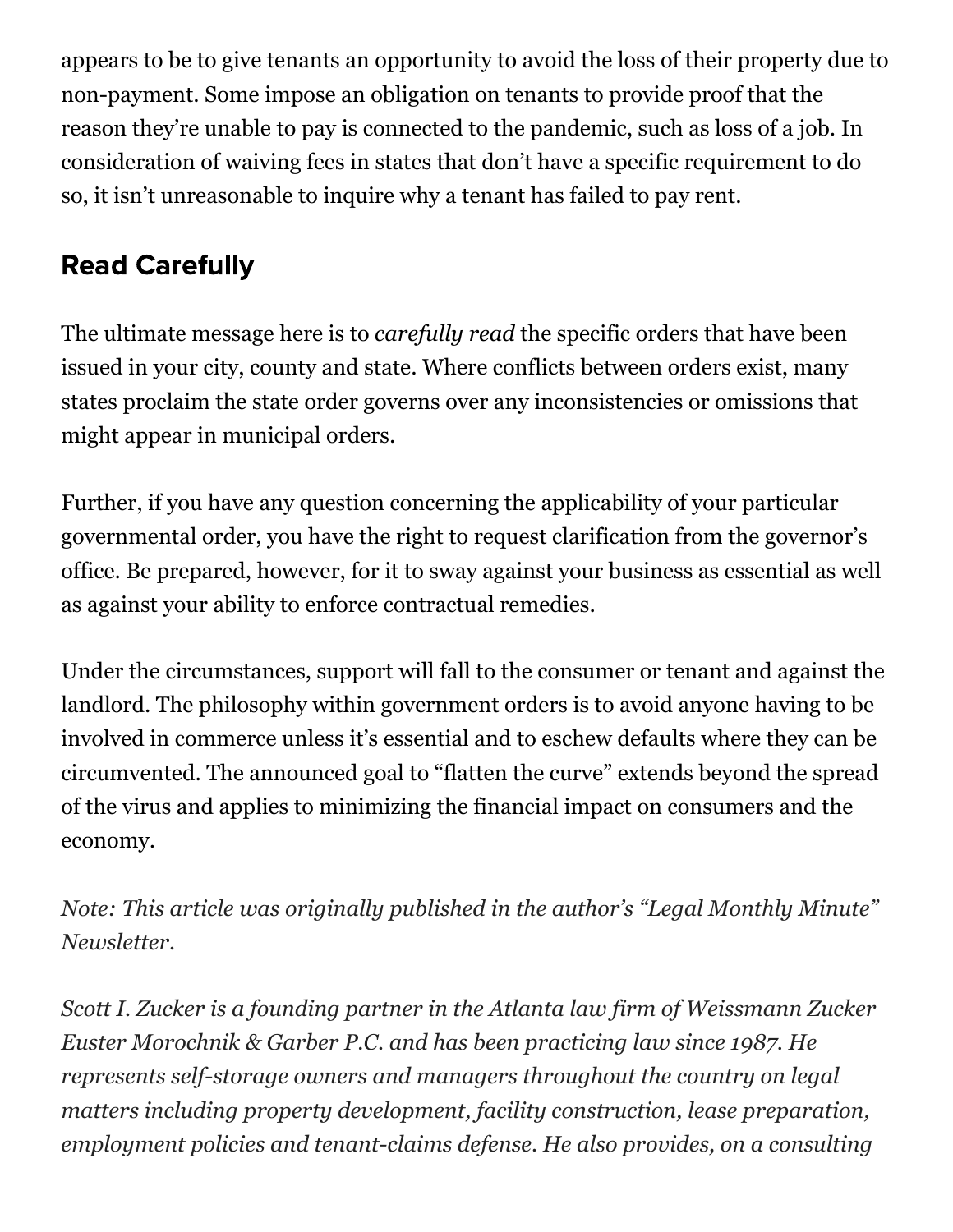appears to be to give tenants an opportunity to avoid the loss of their property due to non-payment. Some impose an obligation on tenants to provide proof that the reason they're unable to pay is connected to the pandemic, such as loss of a job. In consideration of waiving fees in states that don't have a specific requirement to do so, it isn't unreasonable to inquire why a tenant has failed to pay rent.

## Read Carefully

The ultimate message here is to *carefully read* the specific orders that have been issued in your city, county and state. Where conflicts between orders exist, many states proclaim the state order governs over any inconsistencies or omissions that might appear in municipal orders.

Further, if you have any question concerning the applicability of your particular governmental order, you have the right to request clarification from the governor's office. Be prepared, however, for it to sway against your business as essential as well as against your ability to enforce contractual remedies.

Under the circumstances, support will fall to the consumer or tenant and against the landlord. The philosophy within government orders is to avoid anyone having to be involved in commerce unless it's essential and to eschew defaults where they can be circumvented. The announced goal to "flatten the curve" extends beyond the spread of the virus and applies to minimizing the financial impact on consumers and the economy.

*Note: This article was originally published in the author's "Legal Monthly Minute" Newsletter.*

*Scott I. Zucker is a founding partner in the Atlanta law firm of Weissmann Zucker Euster Morochnik & Garber P.C. and has been practicing law since 1987. He represents self-storage owners and managers throughout the country on legal matters including property development, facility construction, lease preparation, employment policies and tenant-claims defense. He also provides, on a consulting*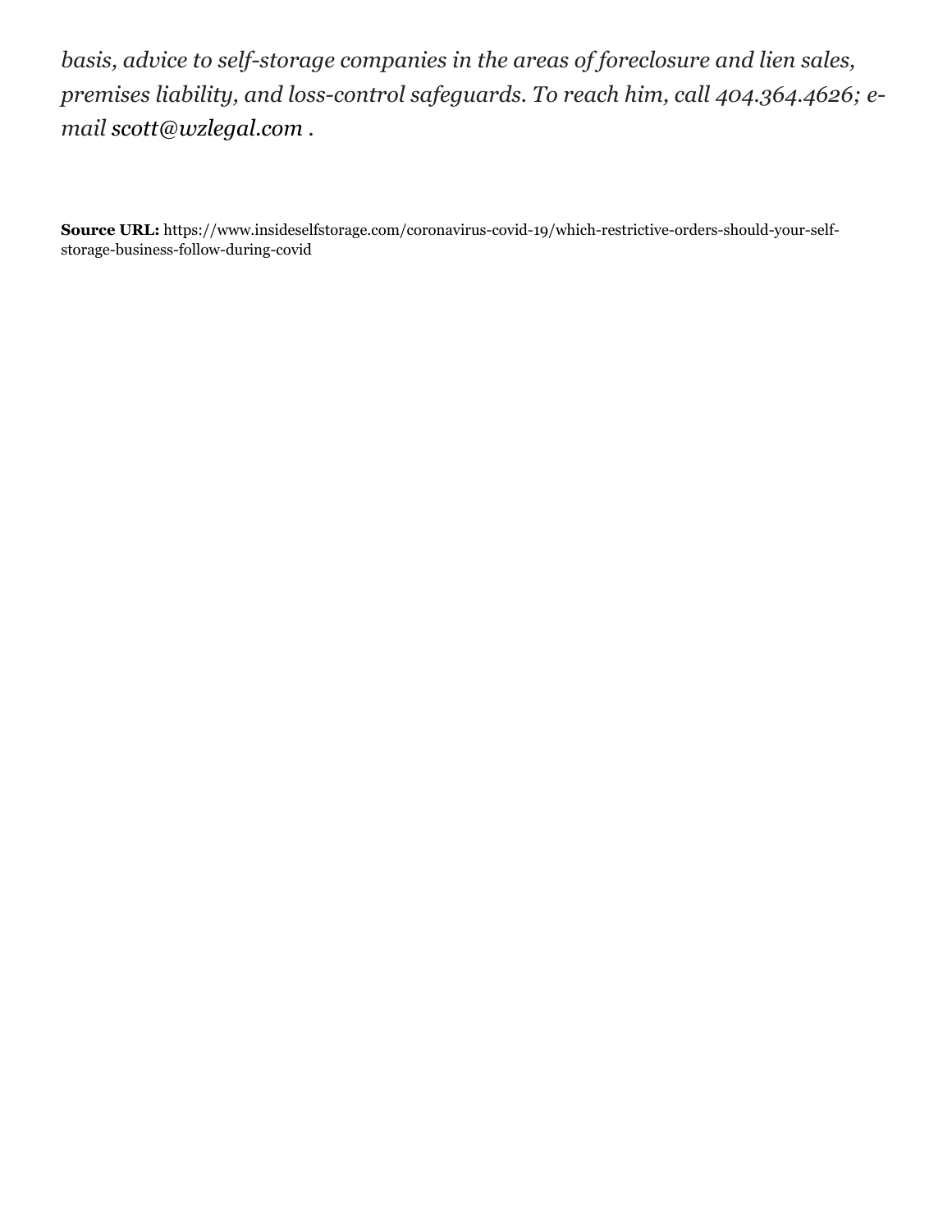*basis, advice to self-storage companies in the areas of foreclosure and lien sales, premises liability, and loss-control safeguards. To reach him, call 404.364.4626; e-mail scott@wzlegal.com .*

**Source URL:** https://www.insideselfstorage.com/coronavirus-covid-19/which-restrictive-orders-should-your-self-storage-business-follow-during-covid